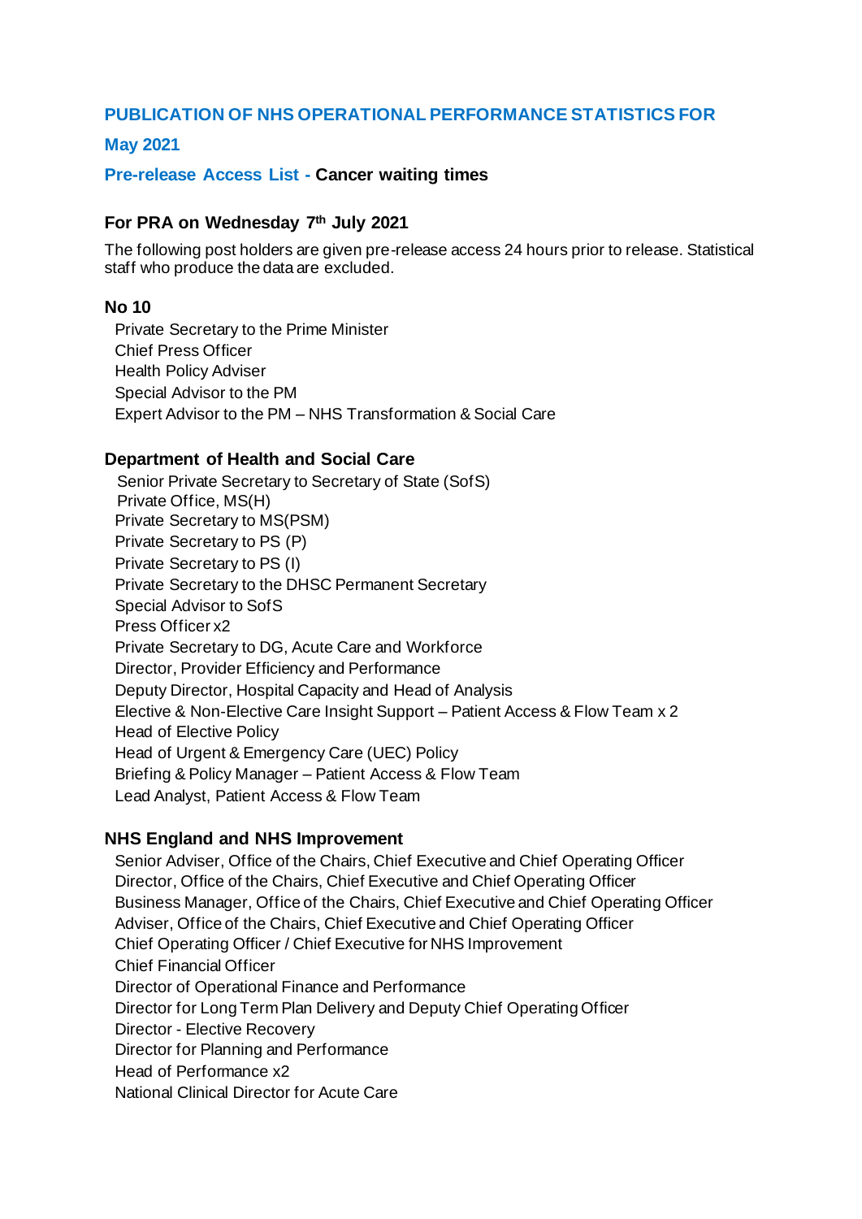**PUBLICATION OF NHS OPERATIONAL PERFORMANCE STATISTICS FOR May 2021**

**Pre-release Access List - Cancer waiting times**

### For PRA on Wednesday 7th July 2021

The following post holders are given pre-release access 24 hours prior to release. Statistical staff who produce the data are excluded.

### No 10

- Private Secretary to the Prime Minister
- Chief Press Officer
- Health Policy Adviser
- Special Advisor to the PM
- Expert Advisor to the PM – NHS Transformation & Social Care

### Department of Health and Social Care

- Senior Private Secretary to Secretary of State (SofS)
- Private Office, MS(H)
- Private Secretary to MS(PSM)
- Private Secretary to PS (P)
- Private Secretary to PS (I)
- Private Secretary to the DHSC Permanent Secretary
- Special Advisor to SofS
- Press Officer x2
- Private Secretary to DG, Acute Care and Workforce
- Director, Provider Efficiency and Performance
- Deputy Director, Hospital Capacity and Head of Analysis
- Elective & Non-Elective Care Insight Support – Patient Access & Flow Team x 2
- Head of Elective Policy
- Head of Urgent & Emergency Care (UEC) Policy
- Briefing & Policy Manager – Patient Access & Flow Team
- Lead Analyst, Patient Access & Flow Team

### NHS England and NHS Improvement

- Senior Adviser, Office of the Chairs, Chief Executive and Chief Operating Officer
- Director, Office of the Chairs, Chief Executive and Chief Operating Officer
- Business Manager, Office of the Chairs, Chief Executive and Chief Operating Officer
- Adviser, Office of the Chairs, Chief Executive and Chief Operating Officer
- Chief Operating Officer / Chief Executive for NHS Improvement
- Chief Financial Officer
- Director of Operational Finance and Performance
- Director for Long Term Plan Delivery and Deputy Chief Operating Officer
- Director - Elective Recovery
- Director for Planning and Performance
- Head of Performance x2
- National Clinical Director for Acute Care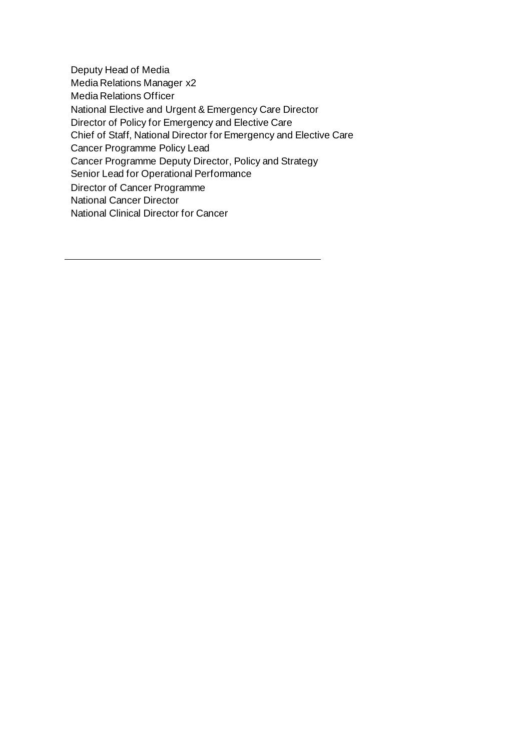Deputy Head of Media
Media Relations Manager x2
Media Relations Officer
National Elective and Urgent & Emergency Care Director
Director of Policy for Emergency and Elective Care
Chief of Staff, National Director for Emergency and Elective Care
Cancer Programme Policy Lead
Cancer Programme Deputy Director, Policy and Strategy
Senior Lead for Operational Performance
Director of Cancer Programme
National Cancer Director
National Clinical Director for Cancer

---